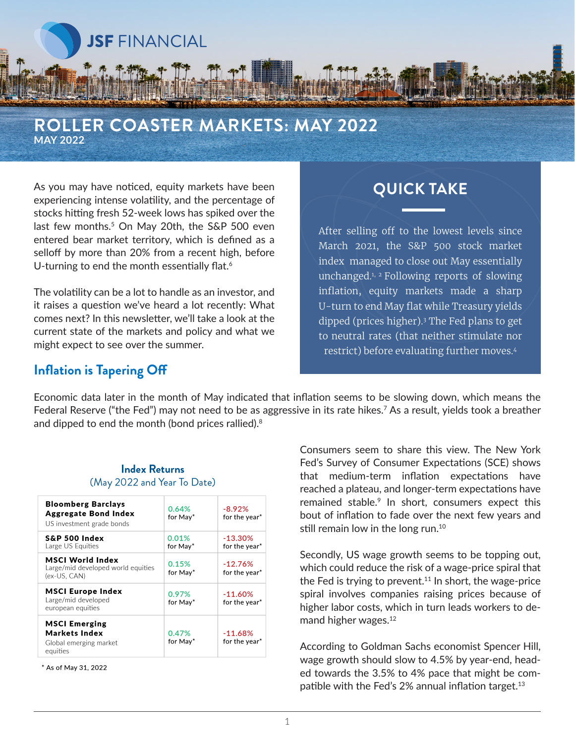JSF FINANCIAL

# ROLLER COASTER MARKETS: MAY 2022

MAY 2022

As you may have noticed, equity markets have been experiencing intense volatility, and the percentage of stocks hitting fresh 52-week lows has spiked over the last few months.[5] On May 20th, the S&P 500 even entered bear market territory, which is defined as a selloff by more than 20% from a recent high, before U-turning to end the month essentially flat.[6]

The volatility can be a lot to handle as an investor, and it raises a question we've heard a lot recently: What comes next? In this newsletter, we'll take a look at the current state of the markets and policy and what we might expect to see over the summer.

## QUICK TAKE

After selling off to the lowest levels since March 2021, the S&P 500 stock market index managed to close out May essentially unchanged.[1, 2] Following reports of slowing inflation, equity markets made a sharp U-turn to end May flat while Treasury yields dipped (prices higher).[3] The Fed plans to get to neutral rates (that neither stimulate nor restrict) before evaluating further moves.[4]

## Inflation is Tapering Off

Economic data later in the month of May indicated that inflation seems to be slowing down, which means the Federal Reserve ("the Fed") may not need to be as aggressive in its rate hikes.[7] As a result, yields took a breather and dipped to end the month (bond prices rallied).[8]

**Index Returns**
(May 2022 and Year To Date)

| Index | May | Year |
|---|---|---|
| **Bloomberg Barclays Aggregate Bond Index** US investment grade bonds | 0.64% for May* | -8.92% for the year* |
| **S&P 500 Index** Large US Equities | 0.01% for May* | -13.30% for the year* |
| **MSCI World Index** Large/mid developed world equities (ex-US, CAN) | 0.15% for May* | -12.76% for the year* |
| **MSCI Europe Index** Large/mid developed european equities | 0.97% for May* | -11.60% for the year* |
| **MSCI Emerging Markets Index** Global emerging market equities | 0.47% for May* | -11.68% for the year* |

\* As of May 31, 2022

Consumers seem to share this view. The New York Fed's Survey of Consumer Expectations (SCE) shows that medium-term inflation expectations have reached a plateau, and longer-term expectations have remained stable.[9] In short, consumers expect this bout of inflation to fade over the next few years and still remain low in the long run.[10]

Secondly, US wage growth seems to be topping out, which could reduce the risk of a wage-price spiral that the Fed is trying to prevent.[11] In short, the wage-price spiral involves companies raising prices because of higher labor costs, which in turn leads workers to demand higher wages.[12]

According to Goldman Sachs economist Spencer Hill, wage growth should slow to 4.5% by year-end, headed towards the 3.5% to 4% pace that might be compatible with the Fed's 2% annual inflation target.[13]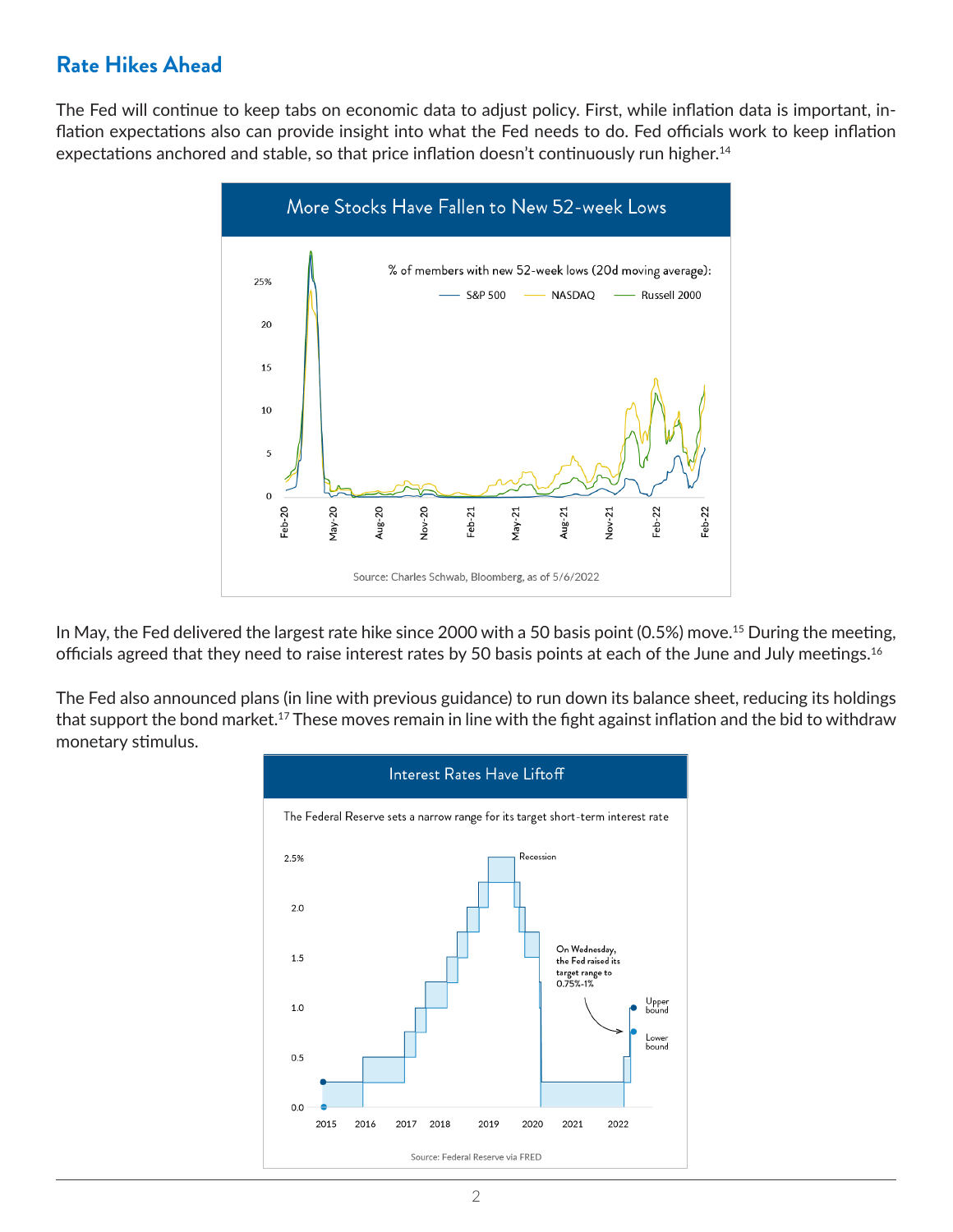## Rate Hikes Ahead

The Fed will continue to keep tabs on economic data to adjust policy. First, while inflation data is important, inflation expectations also can provide insight into what the Fed needs to do. Fed officials work to keep inflation expectations anchored and stable, so that price inflation doesn't continuously run higher.[14]

**More Stocks Have Fallen to New 52-week Lows**

% of members with new 52-week lows (20d moving average): S&P 500, NASDAQ, Russell 2000

Source: Charles Schwab, Bloomberg, as of 5/6/2022

In May, the Fed delivered the largest rate hike since 2000 with a 50 basis point (0.5%) move.[15] During the meeting, officials agreed that they need to raise interest rates by 50 basis points at each of the June and July meetings.[16]

The Fed also announced plans (in line with previous guidance) to run down its balance sheet, reducing its holdings that support the bond market.[17] These moves remain in line with the fight against inflation and the bid to withdraw monetary stimulus.

**Interest Rates Have Liftoff**

The Federal Reserve sets a narrow range for its target short-term interest rate

On Wednesday, the Fed raised its target range to 0.75%-1%

Source: Federal Reserve via FRED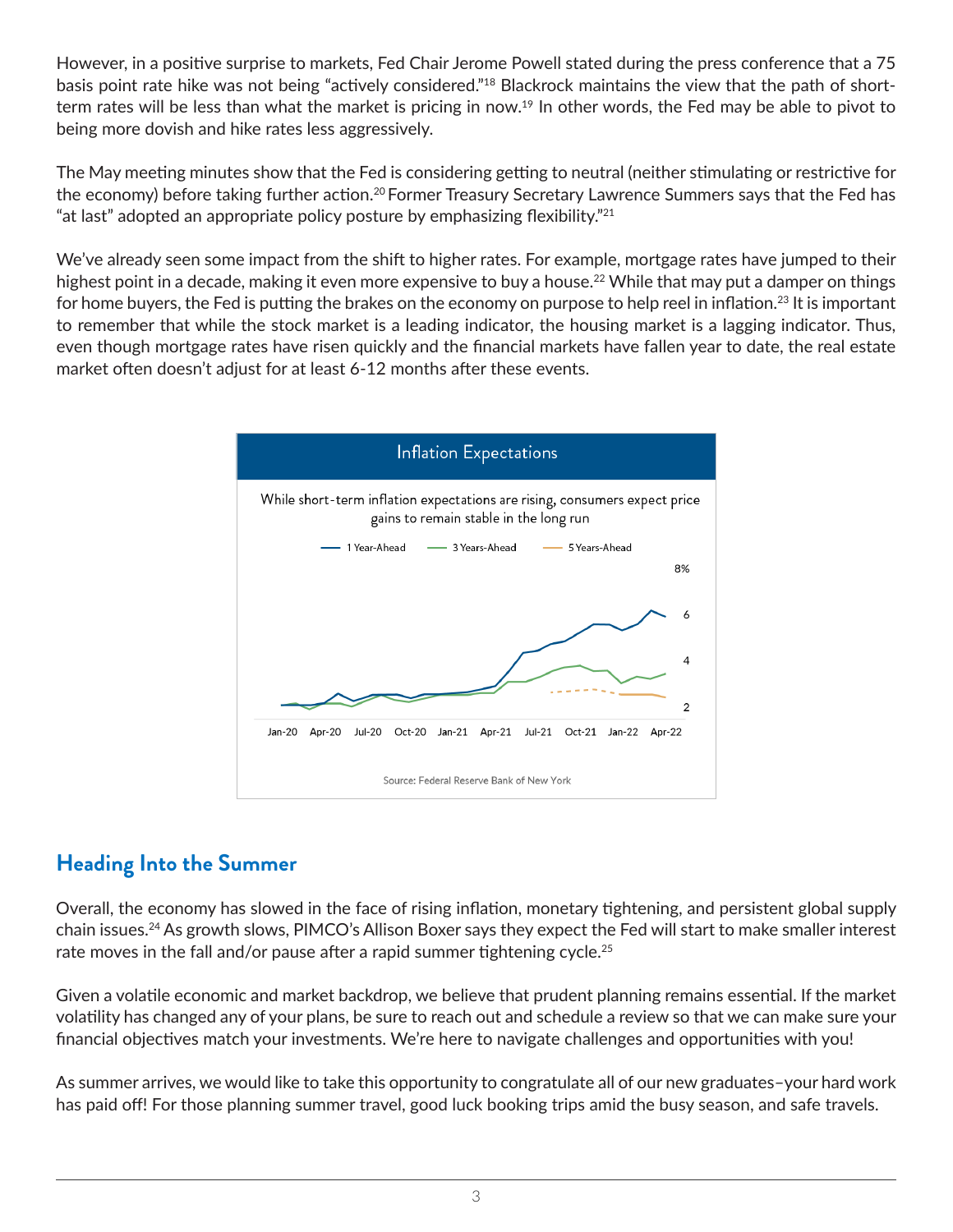However, in a positive surprise to markets, Fed Chair Jerome Powell stated during the press conference that a 75 basis point rate hike was not being "actively considered."[18] Blackrock maintains the view that the path of short-term rates will be less than what the market is pricing in now.[19] In other words, the Fed may be able to pivot to being more dovish and hike rates less aggressively.

The May meeting minutes show that the Fed is considering getting to neutral (neither stimulating or restrictive for the economy) before taking further action.[20] Former Treasury Secretary Lawrence Summers says that the Fed has "at last" adopted an appropriate policy posture by emphasizing flexibility."[21]

We've already seen some impact from the shift to higher rates. For example, mortgage rates have jumped to their highest point in a decade, making it even more expensive to buy a house.[22] While that may put a damper on things for home buyers, the Fed is putting the brakes on the economy on purpose to help reel in inflation.[23] It is important to remember that while the stock market is a leading indicator, the housing market is a lagging indicator. Thus, even though mortgage rates have risen quickly and the financial markets have fallen year to date, the real estate market often doesn't adjust for at least 6-12 months after these events.

**Inflation Expectations**

While short-term inflation expectations are rising, consumers expect price gains to remain stable in the long run

Source: Federal Reserve Bank of New York

## Heading Into the Summer

Overall, the economy has slowed in the face of rising inflation, monetary tightening, and persistent global supply chain issues.[24] As growth slows, PIMCO's Allison Boxer says they expect the Fed will start to make smaller interest rate moves in the fall and/or pause after a rapid summer tightening cycle.[25]

Given a volatile economic and market backdrop, we believe that prudent planning remains essential. If the market volatility has changed any of your plans, be sure to reach out and schedule a review so that we can make sure your financial objectives match your investments. We're here to navigate challenges and opportunities with you!

As summer arrives, we would like to take this opportunity to congratulate all of our new graduates–your hard work has paid off! For those planning summer travel, good luck booking trips amid the busy season, and safe travels.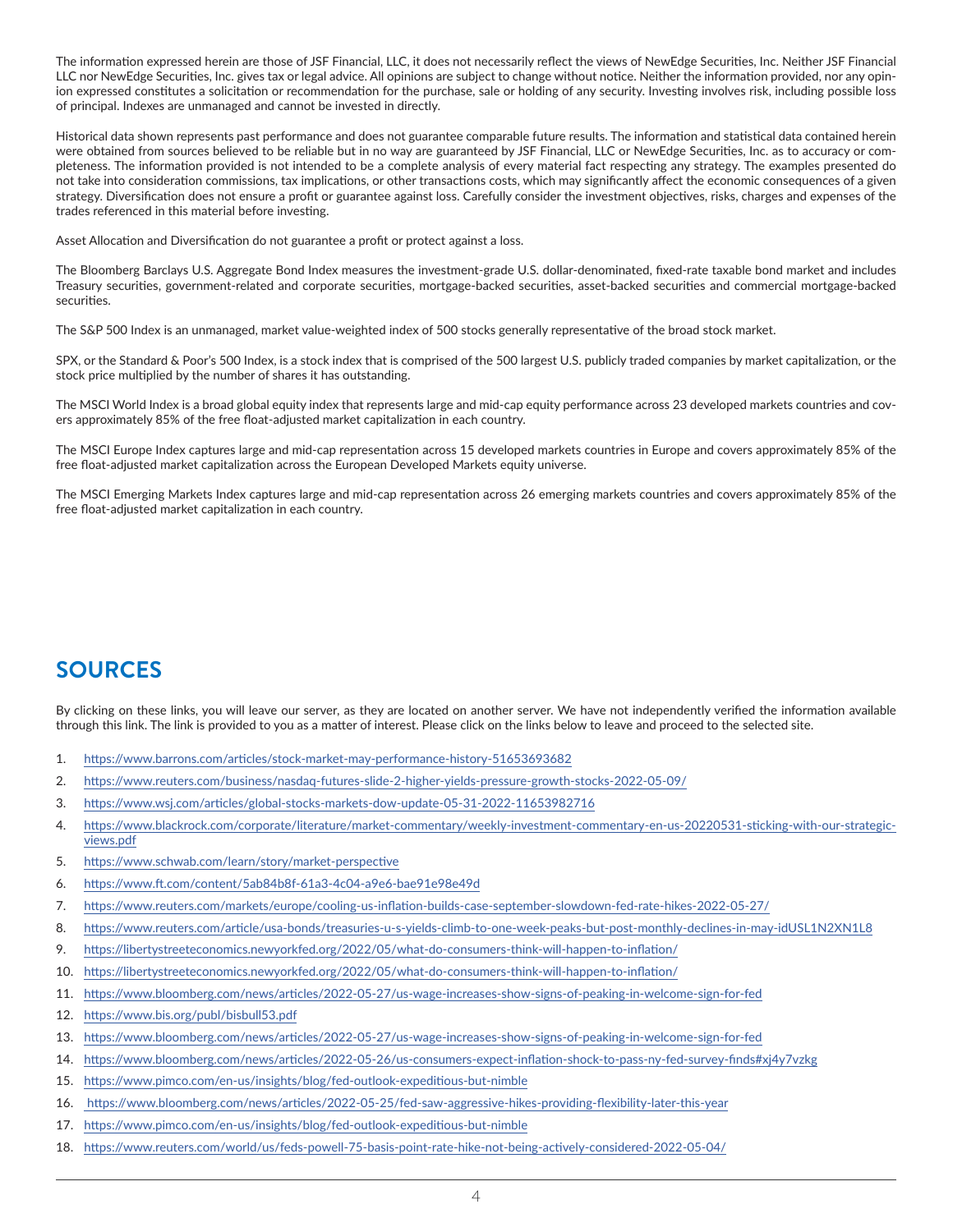The information expressed herein are those of JSF Financial, LLC, it does not necessarily reflect the views of NewEdge Securities, Inc. Neither JSF Financial LLC nor NewEdge Securities, Inc. gives tax or legal advice. All opinions are subject to change without notice. Neither the information provided, nor any opinion expressed constitutes a solicitation or recommendation for the purchase, sale or holding of any security. Investing involves risk, including possible loss of principal. Indexes are unmanaged and cannot be invested in directly.

Historical data shown represents past performance and does not guarantee comparable future results. The information and statistical data contained herein were obtained from sources believed to be reliable but in no way are guaranteed by JSF Financial, LLC or NewEdge Securities, Inc. as to accuracy or completeness. The information provided is not intended to be a complete analysis of every material fact respecting any strategy. The examples presented do not take into consideration commissions, tax implications, or other transactions costs, which may significantly affect the economic consequences of a given strategy. Diversification does not ensure a profit or guarantee against loss. Carefully consider the investment objectives, risks, charges and expenses of the trades referenced in this material before investing.

Asset Allocation and Diversification do not guarantee a profit or protect against a loss.

The Bloomberg Barclays U.S. Aggregate Bond Index measures the investment-grade U.S. dollar-denominated, fixed-rate taxable bond market and includes Treasury securities, government-related and corporate securities, mortgage-backed securities, asset-backed securities and commercial mortgage-backed securities.

The S&P 500 Index is an unmanaged, market value-weighted index of 500 stocks generally representative of the broad stock market.

SPX, or the Standard & Poor's 500 Index, is a stock index that is comprised of the 500 largest U.S. publicly traded companies by market capitalization, or the stock price multiplied by the number of shares it has outstanding.

The MSCI World Index is a broad global equity index that represents large and mid-cap equity performance across 23 developed markets countries and covers approximately 85% of the free float-adjusted market capitalization in each country.

The MSCI Europe Index captures large and mid-cap representation across 15 developed markets countries in Europe and covers approximately 85% of the free float-adjusted market capitalization across the European Developed Markets equity universe.

The MSCI Emerging Markets Index captures large and mid-cap representation across 26 emerging markets countries and covers approximately 85% of the free float-adjusted market capitalization in each country.

## SOURCES

By clicking on these links, you will leave our server, as they are located on another server. We have not independently verified the information available through this link. The link is provided to you as a matter of interest. Please click on the links below to leave and proceed to the selected site.

1. https://www.barrons.com/articles/stock-market-may-performance-history-51653693682
2. https://www.reuters.com/business/nasdaq-futures-slide-2-higher-yields-pressure-growth-stocks-2022-05-09/
3. https://www.wsj.com/articles/global-stocks-markets-dow-update-05-31-2022-11653982716
4. https://www.blackrock.com/corporate/literature/market-commentary/weekly-investment-commentary-en-us-20220531-sticking-with-our-strategic-views.pdf
5. https://www.schwab.com/learn/story/market-perspective
6. https://www.ft.com/content/5ab84b8f-61a3-4c04-a9e6-bae91e98e49d
7. https://www.reuters.com/markets/europe/cooling-us-inflation-builds-case-september-slowdown-fed-rate-hikes-2022-05-27/
8. https://www.reuters.com/article/usa-bonds/treasuries-u-s-yields-climb-to-one-week-peaks-but-post-monthly-declines-in-may-idUSL1N2XN1L8
9. https://libertystreeteconomics.newyorkfed.org/2022/05/what-do-consumers-think-will-happen-to-inflation/
10. https://libertystreeteconomics.newyorkfed.org/2022/05/what-do-consumers-think-will-happen-to-inflation/
11. https://www.bloomberg.com/news/articles/2022-05-27/us-wage-increases-show-signs-of-peaking-in-welcome-sign-for-fed
12. https://www.bis.org/publ/bisbull53.pdf
13. https://www.bloomberg.com/news/articles/2022-05-27/us-wage-increases-show-signs-of-peaking-in-welcome-sign-for-fed
14. https://www.bloomberg.com/news/articles/2022-05-26/us-consumers-expect-inflation-shock-to-pass-ny-fed-survey-finds#xj4y7vzkg
15. https://www.pimco.com/en-us/insights/blog/fed-outlook-expeditious-but-nimble
16. https://www.bloomberg.com/news/articles/2022-05-25/fed-saw-aggressive-hikes-providing-flexibility-later-this-year
17. https://www.pimco.com/en-us/insights/blog/fed-outlook-expeditious-but-nimble
18. https://www.reuters.com/world/us/feds-powell-75-basis-point-rate-hike-not-being-actively-considered-2022-05-04/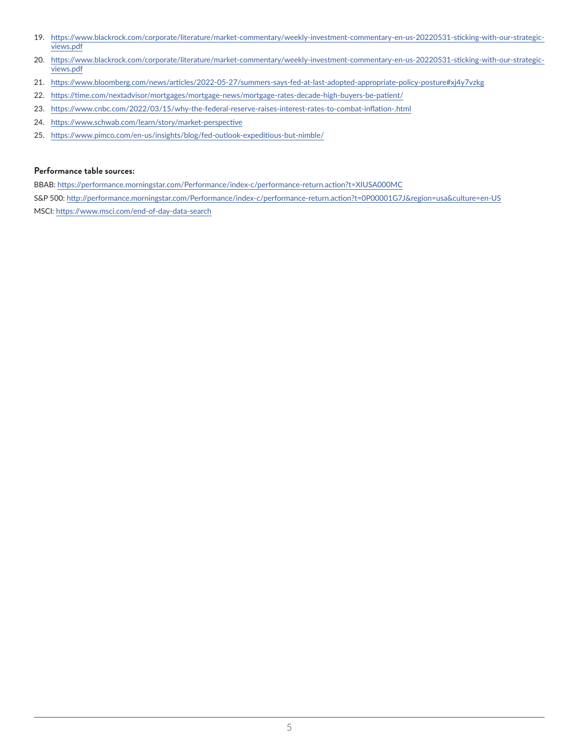19. https://www.blackrock.com/corporate/literature/market-commentary/weekly-investment-commentary-en-us-20220531-sticking-with-our-strategic-views.pdf
20. https://www.blackrock.com/corporate/literature/market-commentary/weekly-investment-commentary-en-us-20220531-sticking-with-our-strategic-views.pdf
21. https://www.bloomberg.com/news/articles/2022-05-27/summers-says-fed-at-last-adopted-appropriate-policy-posture#xj4y7vzkg
22. https://time.com/nextadvisor/mortgages/mortgage-news/mortgage-rates-decade-high-buyers-be-patient/
23. https://www.cnbc.com/2022/03/15/why-the-federal-reserve-raises-interest-rates-to-combat-inflation-.html
24. https://www.schwab.com/learn/story/market-perspective
25. https://www.pimco.com/en-us/insights/blog/fed-outlook-expeditious-but-nimble/

**Performance table sources:**

BBAB: https://performance.morningstar.com/Performance/index-c/performance-return.action?t=XIUSA000MC

S&P 500: http://performance.morningstar.com/Performance/index-c/performance-return.action?t=0P00001G7J&region=usa&culture=en-US

MSCI: https://www.msci.com/end-of-day-data-search